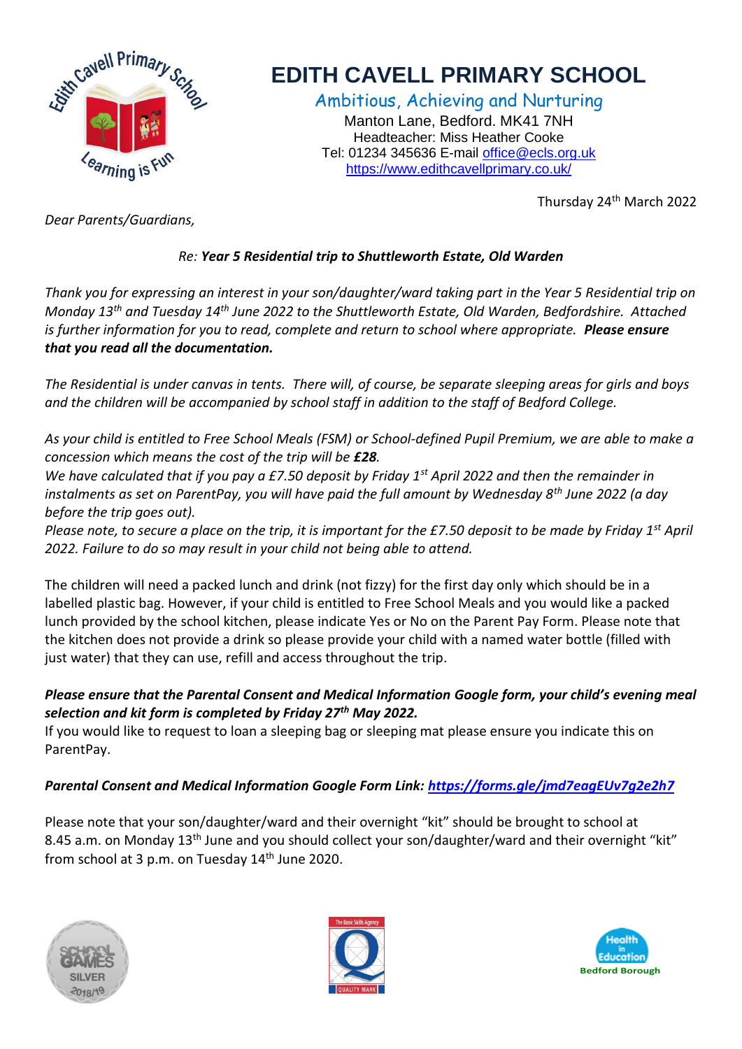# EDITH CAVELL PRIMARY SCHOOL

Ambitious, Achieving and Nurturing

Manton Lane, Bedford. MK41 7NH
Headteacher: Miss Heather Cooke
Tel: 01234 345636 E-mail office@ecls.org.uk
https://www.edithcavellprimary.co.uk/

Thursday 24th March 2022

*Dear Parents/Guardians,*

*Re: **Year 5 Residential trip to Shuttleworth Estate, Old Warden***

*Thank you for expressing an interest in your son/daughter/ward taking part in the Year 5 Residential trip on Monday 13th and Tuesday 14th June 2022 to the Shuttleworth Estate, Old Warden, Bedfordshire. Attached is further information for you to read, complete and return to school where appropriate.* ***Please ensure that you read all the documentation.***

*The Residential is under canvas in tents. There will, of course, be separate sleeping areas for girls and boys and the children will be accompanied by school staff in addition to the staff of Bedford College.*

*As your child is entitled to Free School Meals (FSM) or School-defined Pupil Premium, we are able to make a concession which means the cost of the trip will be* ***£28****.*
*We have calculated that if you pay a £7.50 deposit by Friday 1st April 2022 and then the remainder in instalments as set on ParentPay, you will have paid the full amount by Wednesday 8th June 2022 (a day before the trip goes out).*
*Please note, to secure a place on the trip, it is important for the £7.50 deposit to be made by Friday 1st April 2022. Failure to do so may result in your child not being able to attend.*

The children will need a packed lunch and drink (not fizzy) for the first day only which should be in a labelled plastic bag. However, if your child is entitled to Free School Meals and you would like a packed lunch provided by the school kitchen, please indicate Yes or No on the Parent Pay Form. Please note that the kitchen does not provide a drink so please provide your child with a named water bottle (filled with just water) that they can use, refill and access throughout the trip.

***Please ensure that the Parental Consent and Medical Information Google form, your child's evening meal selection and kit form is completed by Friday 27th May 2022.***
If you would like to request to loan a sleeping bag or sleeping mat please ensure you indicate this on ParentPay.

***Parental Consent and Medical Information Google Form Link: https://forms.gle/jmd7eagEUv7g2e2h7***

Please note that your son/daughter/ward and their overnight "kit" should be brought to school at 8.45 a.m. on Monday 13th June and you should collect your son/daughter/ward and their overnight "kit" from school at 3 p.m. on Tuesday 14th June 2020.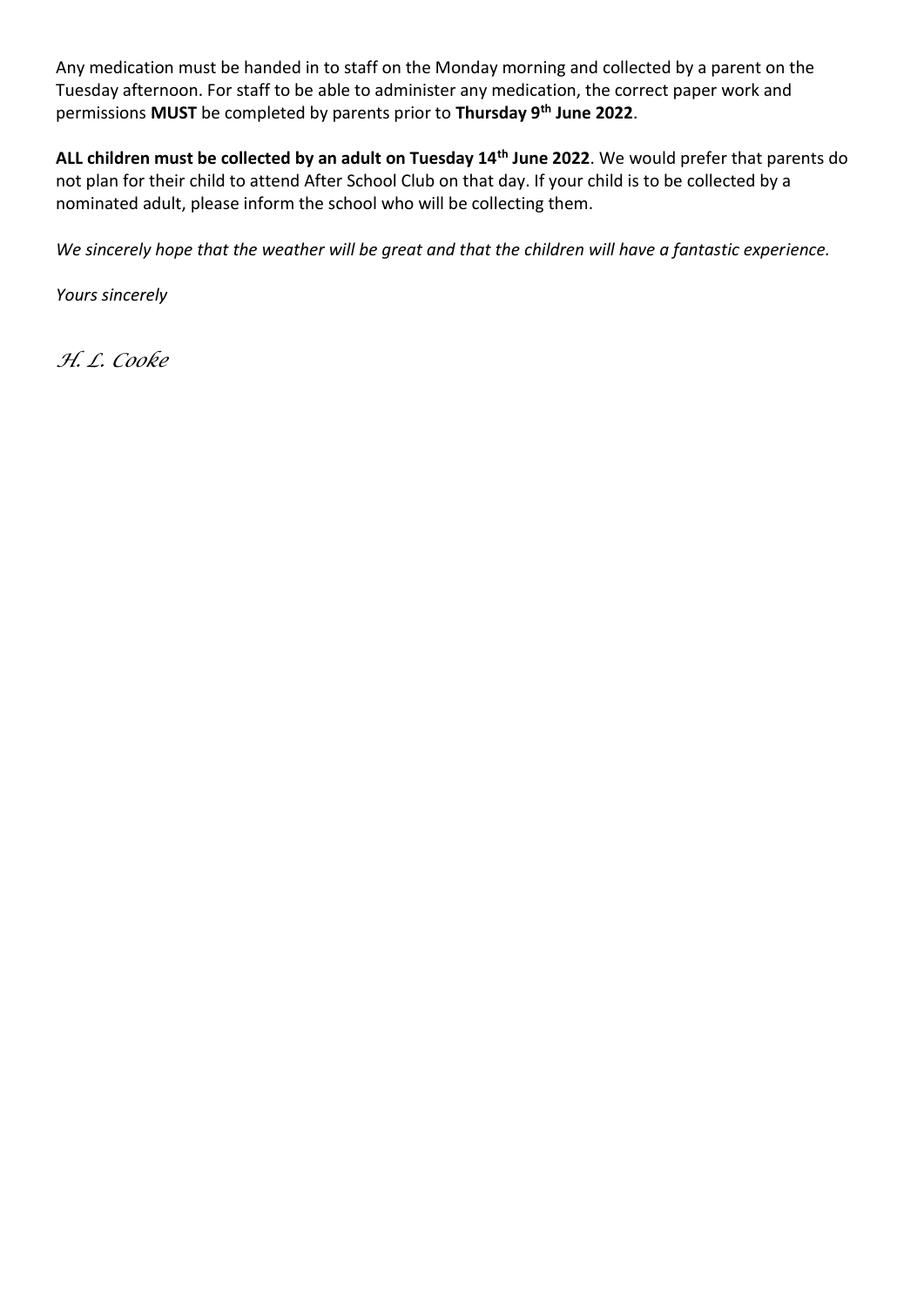Any medication must be handed in to staff on the Monday morning and collected by a parent on the Tuesday afternoon. For staff to be able to administer any medication, the correct paper work and permissions **MUST** be completed by parents prior to **Thursday 9th June 2022**.

**ALL children must be collected by an adult on Tuesday 14th June 2022**. We would prefer that parents do not plan for their child to attend After School Club on that day. If your child is to be collected by a nominated adult, please inform the school who will be collecting them.

*We sincerely hope that the weather will be great and that the children will have a fantastic experience.*

*Yours sincerely*

*H. L. Cooke*